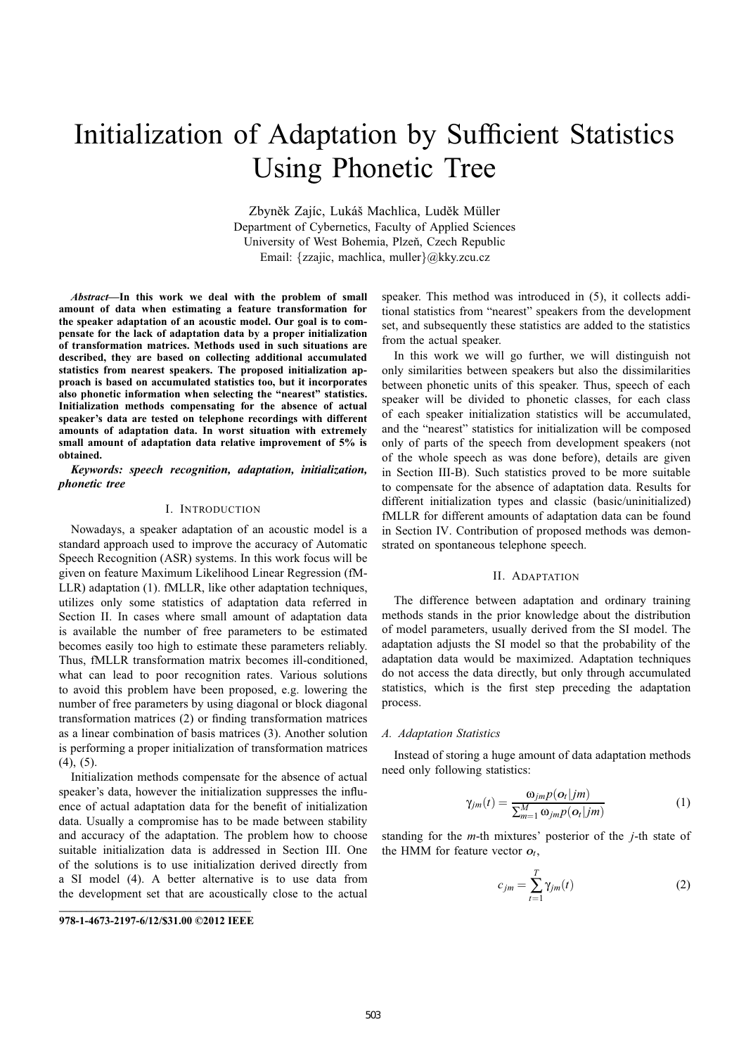# Initialization of Adaptation by Sufficient Statistics Using Phonetic Tree

Zbyněk Zajíc, Lukáš Machlica, Luděk Müller
Department of Cybernetics, Faculty of Applied Sciences
University of West Bohemia, Plzeň, Czech Republic
Email: {zzajic, machlica, muller}@kky.zcu.cz

***Abstract*—In this work we deal with the problem of small amount of data when estimating a feature transformation for the speaker adaptation of an acoustic model. Our goal is to compensate for the lack of adaptation data by a proper initialization of transformation matrices. Methods used in such situations are described, they are based on collecting additional accumulated statistics from nearest speakers. The proposed initialization approach is based on accumulated statistics too, but it incorporates also phonetic information when selecting the "nearest" statistics. Initialization methods compensating for the absence of actual speaker's data are tested on telephone recordings with different amounts of adaptation data. In worst situation with extremely small amount of adaptation data relative improvement of 5% is obtained.**

***Keywords: speech recognition, adaptation, initialization, phonetic tree***

## I. Introduction

Nowadays, a speaker adaptation of an acoustic model is a standard approach used to improve the accuracy of Automatic Speech Recognition (ASR) systems. In this work focus will be given on feature Maximum Likelihood Linear Regression (fMLLR) adaptation (1). fMLLR, like other adaptation techniques, utilizes only some statistics of adaptation data referred in Section II. In cases where small amount of adaptation data is available the number of free parameters to be estimated becomes easily too high to estimate these parameters reliably. Thus, fMLLR transformation matrix becomes ill-conditioned, what can lead to poor recognition rates. Various solutions to avoid this problem have been proposed, e.g. lowering the number of free parameters by using diagonal or block diagonal transformation matrices (2) or finding transformation matrices as a linear combination of basis matrices (3). Another solution is performing a proper initialization of transformation matrices (4), (5).

Initialization methods compensate for the absence of actual speaker's data, however the initialization suppresses the influence of actual adaptation data for the benefit of initialization data. Usually a compromise has to be made between stability and accuracy of the adaptation. The problem how to choose suitable initialization data is addressed in Section III. One of the solutions is to use initialization derived directly from a SI model (4). A better alternative is to use data from the development set that are acoustically close to the actual speaker. This method was introduced in (5), it collects additional statistics from "nearest" speakers from the development set, and subsequently these statistics are added to the statistics from the actual speaker.

In this work we will go further, we will distinguish not only similarities between speakers but also the dissimilarities between phonetic units of this speaker. Thus, speech of each speaker will be divided to phonetic classes, for each class of each speaker initialization statistics will be accumulated, and the "nearest" statistics for initialization will be composed only of parts of the speech from development speakers (not of the whole speech as was done before), details are given in Section III-B). Such statistics proved to be more suitable to compensate for the absence of adaptation data. Results for different initialization types and classic (basic/uninitialized) fMLLR for different amounts of adaptation data can be found in Section IV. Contribution of proposed methods was demonstrated on spontaneous telephone speech.

## II. Adaptation

The difference between adaptation and ordinary training methods stands in the prior knowledge about the distribution of model parameters, usually derived from the SI model. The adaptation adjusts the SI model so that the probability of the adaptation data would be maximized. Adaptation techniques do not access the data directly, but only through accumulated statistics, which is the first step preceding the adaptation process.

### *A. Adaptation Statistics*

Instead of storing a huge amount of data adaptation methods need only following statistics:

$$\gamma_{jm}(t) = \frac{\omega_{jm} p(\boldsymbol{o}_t|jm)}{\sum_{m=1}^{M} \omega_{jm} p(\boldsymbol{o}_t|jm)} \tag{1}$$

standing for the $m$-th mixtures' posterior of the $j$-th state of the HMM for feature vector $\boldsymbol{o}_t$,

$$c_{jm} = \sum_{t=1}^{T} \gamma_{jm}(t) \tag{2}$$

978-1-4673-2197-6/12/$31.00 ©2012 IEEE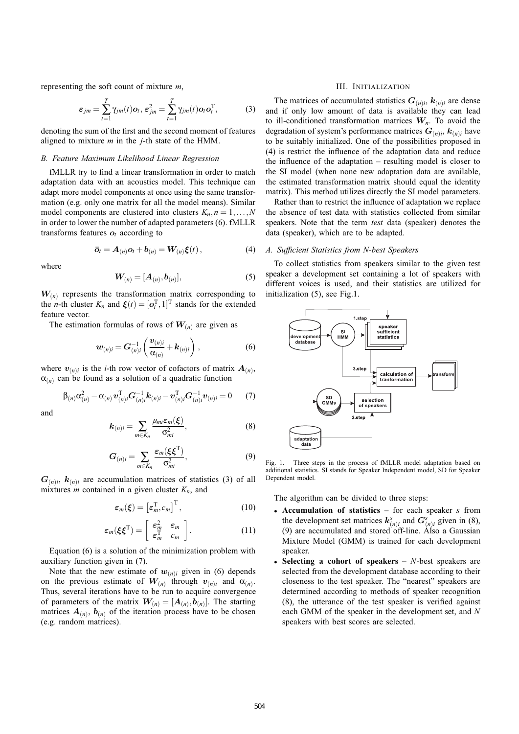representing the soft count of mixture $m$,

$$\varepsilon_{jm} = \sum_{t=1}^{T} \gamma_{jm}(t) \boldsymbol{o}_t, \; \varepsilon_{jm}^2 = \sum_{t=1}^{T} \gamma_{jm}(t) \boldsymbol{o}_t \boldsymbol{o}_t^{\mathrm{T}}, \tag{3}$$

denoting the sum of the first and the second moment of features aligned to mixture $m$ in the $j$-th state of the HMM.

### B. Feature Maximum Likelihood Linear Regression

fMLLR try to find a linear transformation in order to match adaptation data with an acoustics model. This technique can adapt more model components at once using the same transformation (e.g. only one matrix for all the model means). Similar model components are clustered into clusters $K_n, n = 1, \ldots, N$ in order to lower the number of adapted parameters (6). fMLLR transforms features $\boldsymbol{o}_t$ according to

$$\bar{\boldsymbol{o}}_t = \boldsymbol{A}_{(n)} \boldsymbol{o}_t + \boldsymbol{b}_{(n)} = \boldsymbol{W}_{(n)} \boldsymbol{\xi}(t), \tag{4}$$

where

$$\boldsymbol{W}_{(n)} = [\boldsymbol{A}_{(n)}, \boldsymbol{b}_{(n)}], \tag{5}$$

$\boldsymbol{W}_{(n)}$ represents the transformation matrix corresponding to the $n$-th cluster $K_n$ and $\boldsymbol{\xi}(t) = [\boldsymbol{o}_t^{\mathrm{T}}, 1]^{\mathrm{T}}$ stands for the extended feature vector.

The estimation formulas of rows of $\boldsymbol{W}_{(n)}$ are given as

$$\boldsymbol{w}_{(n)i} = \boldsymbol{G}_{(n)i}^{-1} \left( \frac{\boldsymbol{v}_{(n)i}}{\alpha_{(n)}} + \boldsymbol{k}_{(n)i} \right), \tag{6}$$

where $\boldsymbol{v}_{(n)i}$ is the $i$-th row vector of cofactors of matrix $\boldsymbol{A}_{(n)}$, $\alpha_{(n)}$ can be found as a solution of a quadratic function

$$\beta_{(n)} \alpha_{(n)}^2 - \alpha_{(n)} \boldsymbol{v}_{(n)i}^{\mathrm{T}} \boldsymbol{G}_{(n)i}^{-1} \boldsymbol{k}_{(n)i} - \boldsymbol{v}_{(n)i}^{\mathrm{T}} \boldsymbol{G}_{(n)i}^{-1} \boldsymbol{v}_{(n)i} = 0 \tag{7}$$

and

$$\boldsymbol{k}_{(n)i} = \sum_{m \in K_n} \frac{\mu_{mi} \varepsilon_m(\boldsymbol{\xi})}{\sigma_{mi}^2}, \tag{8}$$

$$\boldsymbol{G}_{(n)i} = \sum_{m \in K_n} \frac{\varepsilon_m(\boldsymbol{\xi}\boldsymbol{\xi}^{\mathrm{T}})}{\sigma_{mi}^2}, \tag{9}$$

$\boldsymbol{G}_{(n)i}$, $\boldsymbol{k}_{(n)i}$ are accumulation matrices of statistics (3) of all mixtures $m$ contained in a given cluster $K_n$, and

$$\varepsilon_m(\boldsymbol{\xi}) = \left[\varepsilon_m^{\mathrm{T}}, c_m\right]^{\mathrm{T}}, \tag{10}$$

$$\varepsilon_m(\boldsymbol{\xi}\boldsymbol{\xi}^{\mathrm{T}}) = \begin{bmatrix} \varepsilon_m^2 & \varepsilon_m \\ \varepsilon_m^{\mathrm{T}} & c_m \end{bmatrix}. \tag{11}$$

Equation (6) is a solution of the minimization problem with auxiliary function given in (7).

Note that the new estimate of $\boldsymbol{w}_{(n)i}$ given in (6) depends on the previous estimate of $\boldsymbol{W}_{(n)}$ through $\boldsymbol{v}_{(n)i}$ and $\alpha_{(n)}$. Thus, several iterations have to be run to acquire convergence of parameters of the matrix $\boldsymbol{W}_{(n)} = [\boldsymbol{A}_{(n)}, \boldsymbol{b}_{(n)}]$. The starting matrices $\boldsymbol{A}_{(n)}$, $\boldsymbol{b}_{(n)}$ of the iteration process have to be chosen (e.g. random matrices).

## III. Initialization

The matrices of accumulated statistics $\boldsymbol{G}_{(n)i}$, $\boldsymbol{k}_{(n)i}$ are dense and if only low amount of data is available they can lead to ill-conditioned transformation matrices $\boldsymbol{W}_n$. To avoid the degradation of system's performance matrices $\boldsymbol{G}_{(n)i}$, $\boldsymbol{k}_{(n)i}$ have to be suitably initialized. One of the possibilities proposed in (4) is restrict the influence of the adaptation data and reduce the influence of the adaptation – resulting model is closer to the SI model (when none new adaptation data are available, the estimated transformation matrix should equal the identity matrix). This method utilizes directly the SI model parameters.

Rather than to restrict the influence of adaptation we replace the absence of test data with statistics collected from similar speakers. Note that the term *test* data (speaker) denotes the data (speaker), which are to be adapted.

### A. Sufficient Statistics from N-best Speakers

To collect statistics from speakers similar to the given test speaker a development set containing a lot of speakers with different voices is used, and their statistics are utilized for initialization (5), see Fig.1.

Fig. 1. Three steps in the process of fMLLR model adaptation based on additional statistics. SI stands for Speaker Independent model, SD for Speaker Dependent model.

The algorithm can be divided to three steps:

- **Accumulation of statistics** – for each speaker $s$ from the development set matrices $\boldsymbol{k}_{(n)i}^s$ and $\boldsymbol{G}_{(n)i}^s$ given in (8), (9) are accumulated and stored off-line. Also a Gaussian Mixture Model (GMM) is trained for each development speaker.
- **Selecting a cohort of speakers** – $N$-best speakers are selected from the development database according to their closeness to the test speaker. The "nearest" speakers are determined according to methods of speaker recognition (8), the utterance of the test speaker is verified against each GMM of the speaker in the development set, and $N$ speakers with best scores are selected.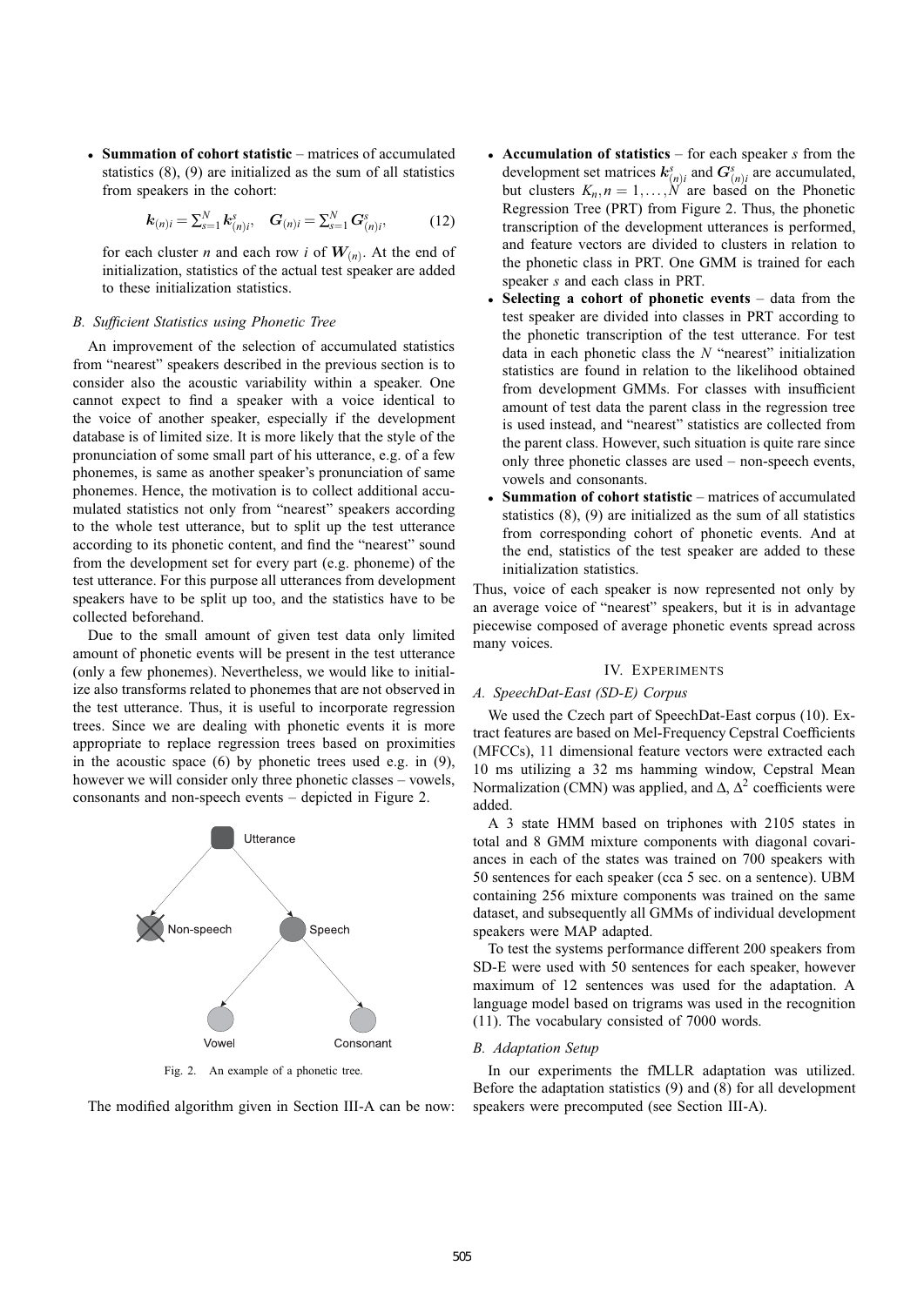- **Summation of cohort statistic** – matrices of accumulated statistics (8), (9) are initialized as the sum of all statistics from speakers in the cohort:

$$\boldsymbol{k}_{(n)i} = \sum_{s=1}^{N} \boldsymbol{k}_{(n)i}^{s}, \quad \boldsymbol{G}_{(n)i} = \sum_{s=1}^{N} \boldsymbol{G}_{(n)i}^{s}, \tag{12}$$

  for each cluster $n$ and each row $i$ of $\boldsymbol{W}_{(n)}$. At the end of initialization, statistics of the actual test speaker are added to these initialization statistics.

### B. Sufficient Statistics using Phonetic Tree

An improvement of the selection of accumulated statistics from "nearest" speakers described in the previous section is to consider also the acoustic variability within a speaker. One cannot expect to find a speaker with a voice identical to the voice of another speaker, especially if the development database is of limited size. It is more likely that the style of the pronunciation of some small part of his utterance, e.g. of a few phonemes, is same as another speaker's pronunciation of same phonemes. Hence, the motivation is to collect additional accumulated statistics not only from "nearest" speakers according to the whole test utterance, but to split up the test utterance according to its phonetic content, and find the "nearest" sound from the development set for every part (e.g. phoneme) of the test utterance. For this purpose all utterances from development speakers have to be split up too, and the statistics have to be collected beforehand.

Due to the small amount of given test data only limited amount of phonetic events will be present in the test utterance (only a few phonemes). Nevertheless, we would like to initialize also transforms related to phonemes that are not observed in the test utterance. Thus, it is useful to incorporate regression trees. Since we are dealing with phonetic events it is more appropriate to replace regression trees based on proximities in the acoustic space (6) by phonetic trees used e.g. in (9), however we will consider only three phonetic classes – vowels, consonants and non-speech events – depicted in Figure 2.

Fig. 2. An example of a phonetic tree.

The modified algorithm given in Section III-A can be now:

- **Accumulation of statistics** – for each speaker $s$ from the development set matrices $\boldsymbol{k}_{(n)i}^{s}$ and $\boldsymbol{G}_{(n)i}^{s}$ are accumulated, but clusters $K_n, n = 1, \ldots, N$ are based on the Phonetic Regression Tree (PRT) from Figure 2. Thus, the phonetic transcription of the development utterances is performed, and feature vectors are divided to clusters in relation to the phonetic class in PRT. One GMM is trained for each speaker $s$ and each class in PRT.
- **Selecting a cohort of phonetic events** – data from the test speaker are divided into classes in PRT according to the phonetic transcription of the test utterance. For test data in each phonetic class the $N$ "nearest" initialization statistics are found in relation to the likelihood obtained from development GMMs. For classes with insufficient amount of test data the parent class in the regression tree is used instead, and "nearest" statistics are collected from the parent class. However, such situation is quite rare since only three phonetic classes are used – non-speech events, vowels and consonants.
- **Summation of cohort statistic** – matrices of accumulated statistics (8), (9) are initialized as the sum of all statistics from corresponding cohort of phonetic events. And at the end, statistics of the test speaker are added to these initialization statistics.

Thus, voice of each speaker is now represented not only by an average voice of "nearest" speakers, but it is in advantage piecewise composed of average phonetic events spread across many voices.

## IV. Experiments

### A. SpeechDat-East (SD-E) Corpus

We used the Czech part of SpeechDat-East corpus (10). Extract features are based on Mel-Frequency Cepstral Coefficients (MFCCs), 11 dimensional feature vectors were extracted each 10 ms utilizing a 32 ms hamming window, Cepstral Mean Normalization (CMN) was applied, and $\Delta$, $\Delta^2$ coefficients were added.

A 3 state HMM based on triphones with 2105 states in total and 8 GMM mixture components with diagonal covariances in each of the states was trained on 700 speakers with 50 sentences for each speaker (cca 5 sec. on a sentence). UBM containing 256 mixture components was trained on the same dataset, and subsequently all GMMs of individual development speakers were MAP adapted.

To test the systems performance different 200 speakers from SD-E were used with 50 sentences for each speaker, however maximum of 12 sentences was used for the adaptation. A language model based on trigrams was used in the recognition (11). The vocabulary consisted of 7000 words.

### B. Adaptation Setup

In our experiments the fMLLR adaptation was utilized. Before the adaptation statistics (9) and (8) for all development speakers were precomputed (see Section III-A).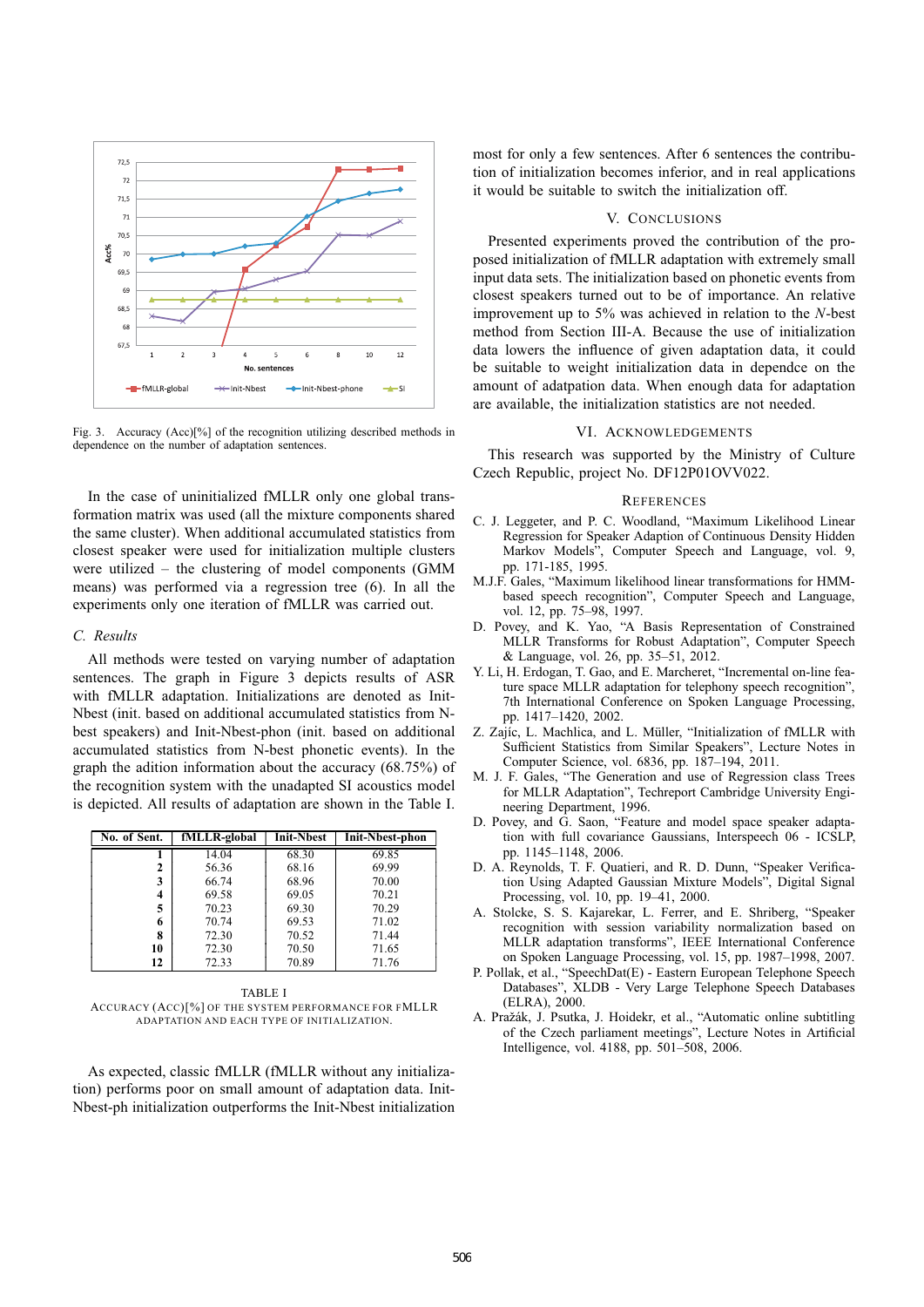72,5
72
71,5
71
70,5
70
69,5
69
68,5
68
67,5

Acc%

1 2 3 4 5 6 8 10 12

No. sentences

fMLLR-global
Init-Nbest
Init-Nbest-phone
SI

Fig. 3. Accuracy (Acc)[%] of the recognition utilizing described methods in dependence on the number of adaptation sentences.

In the case of uninitialized fMLLR only one global transformation matrix was used (all the mixture components shared the same cluster). When additional accumulated statistics from closest speaker were used for initialization multiple clusters were utilized – the clustering of model components (GMM means) was performed via a regression tree (6). In all the experiments only one iteration of fMLLR was carried out.

### C. Results

All methods were tested on varying number of adaptation sentences. The graph in Figure 3 depicts results of ASR with fMLLR adaptation. Initializations are denoted as Init-Nbest (init. based on additional accumulated statistics from N-best speakers) and Init-Nbest-phon (init. based on additional accumulated statistics from N-best phonetic events). In the graph the adition information about the accuracy (68.75%) of the recognition system with the unadapted SI acoustics model is depicted. All results of adaptation are shown in the Table I.

| No. of Sent. | fMLLR-global | Init-Nbest | Init-Nbest-phon |
|---|---|---|---|
| 1 | 14.04 | 68.30 | 69.85 |
| 2 | 56.36 | 68.16 | 69.99 |
| 3 | 66.74 | 68.96 | 70.00 |
| 4 | 69.58 | 69.05 | 70.21 |
| 5 | 70.23 | 69.30 | 70.29 |
| 6 | 70.74 | 69.53 | 71.02 |
| 8 | 72.30 | 70.52 | 71.44 |
| 10 | 72.30 | 70.50 | 71.65 |
| 12 | 72.33 | 70.89 | 71.76 |

TABLE I
ACCURACY (ACC)[%] OF THE SYSTEM PERFORMANCE FOR FMLLR ADAPTATION AND EACH TYPE OF INITIALIZATION.

As expected, classic fMLLR (fMLLR without any initialization) performs poor on small amount of adaptation data. Init-Nbest-ph initialization outperforms the Init-Nbest initialization most for only a few sentences. After 6 sentences the contribution of initialization becomes inferior, and in real applications it would be suitable to switch the initialization off.

## V. CONCLUSIONS

Presented experiments proved the contribution of the proposed initialization of fMLLR adaptation with extremely small input data sets. The initialization based on phonetic events from closest speakers turned out to be of importance. An relative improvement up to 5% was achieved in relation to the *N*-best method from Section III-A. Because the use of initialization data lowers the influence of given adaptation data, it could be suitable to weight initialization data in dependce on the amount of adatpation data. When enough data for adaptation are available, the initialization statistics are not needed.

## VI. ACKNOWLEDGEMENTS

This research was supported by the Ministry of Culture Czech Republic, project No. DF12P01OVV022.

## REFERENCES

C. J. Leggeter, and P. C. Woodland, "Maximum Likelihood Linear Regression for Speaker Adaption of Continuous Density Hidden Markov Models", Computer Speech and Language, vol. 9, pp. 171-185, 1995.

M.J.F. Gales, "Maximum likelihood linear transformations for HMM-based speech recognition", Computer Speech and Language, vol. 12, pp. 75–98, 1997.

D. Povey, and K. Yao, "A Basis Representation of Constrained MLLR Transforms for Robust Adaptation", Computer Speech & Language, vol. 26, pp. 35–51, 2012.

Y. Li, H. Erdogan, T. Gao, and E. Marcheret, "Incremental on-line feature space MLLR adaptation for telephony speech recognition", 7th International Conference on Spoken Language Processing, pp. 1417–1420, 2002.

Z. Zajíc, L. Machlica, and L. Müller, "Initialization of fMLLR with Sufficient Statistics from Similar Speakers", Lecture Notes in Computer Science, vol. 6836, pp. 187–194, 2011.

M. J. F. Gales, "The Generation and use of Regression class Trees for MLLR Adaptation", Techreport Cambridge University Engineering Department, 1996.

D. Povey, and G. Saon, "Feature and model space speaker adaptation with full covariance Gaussians, Interspeech 06 - ICSLP, pp. 1145–1148, 2006.

D. A. Reynolds, T. F. Quatieri, and R. D. Dunn, "Speaker Verification Using Adapted Gaussian Mixture Models", Digital Signal Processing, vol. 10, pp. 19–41, 2000.

A. Stolcke, S. S. Kajarekar, L. Ferrer, and E. Shriberg, "Speaker recognition with session variability normalization based on MLLR adaptation transforms", IEEE International Conference on Spoken Language Processing, vol. 15, pp. 1987–1998, 2007.

P. Pollak, et al., "SpeechDat(E) - Eastern European Telephone Speech Databases", XLDB - Very Large Telephone Speech Databases (ELRA), 2000.

A. Pražák, J. Psutka, J. Hoidekr, et al., "Automatic online subtitling of the Czech parliament meetings", Lecture Notes in Artificial Intelligence, vol. 4188, pp. 501–508, 2006.